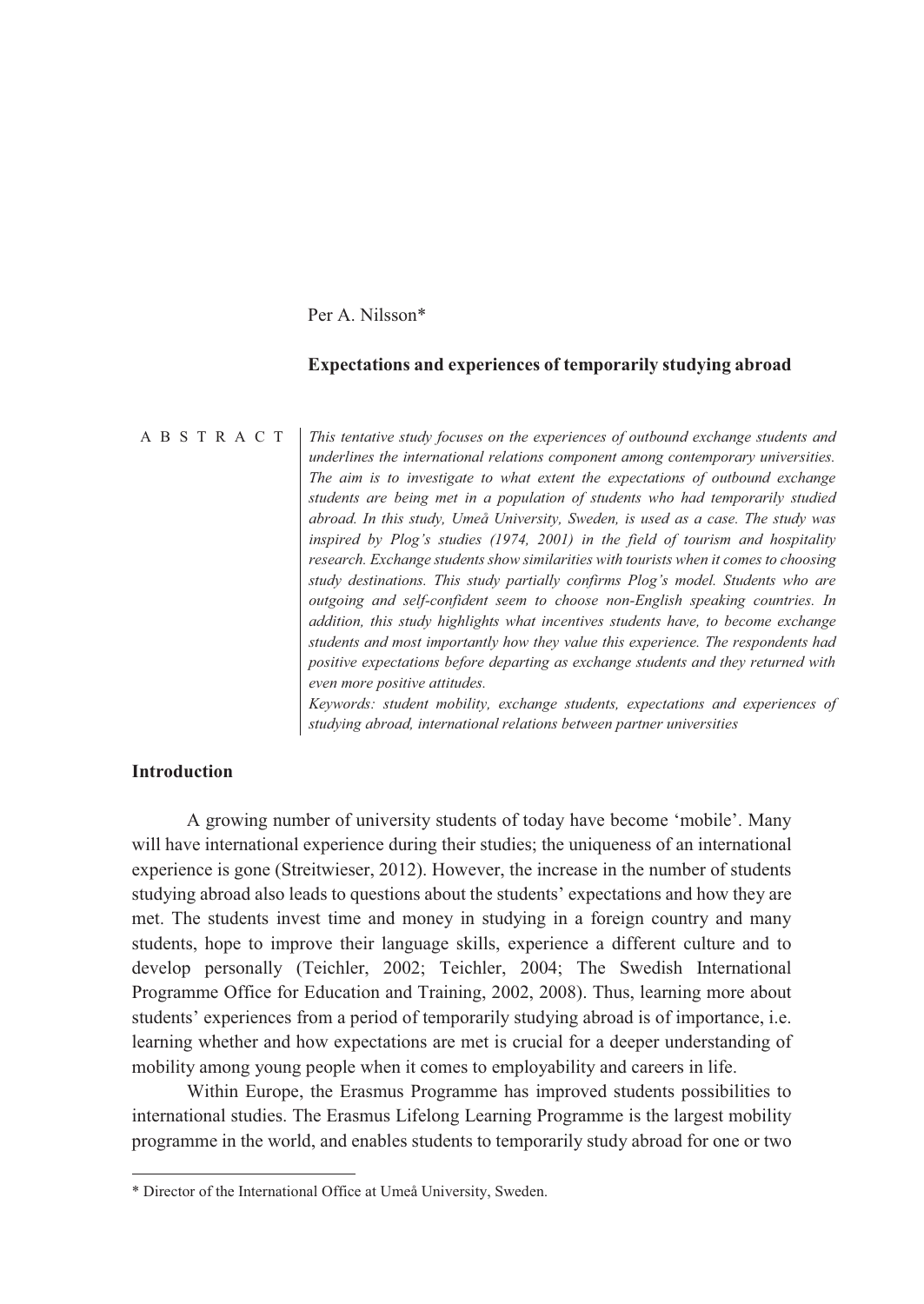Per A. Nilsson*

# Expectations and experiences of temporarily studying abroad

**ABSTRACT**

*This tentative study focuses on the experiences of outbound exchange students and underlines the international relations component among contemporary universities. The aim is to investigate to what extent the expectations of outbound exchange students are being met in a population of students who had temporarily studied abroad. In this study, Umeå University, Sweden, is used as a case. The study was inspired by Plog's studies (1974, 2001) in the field of tourism and hospitality research. Exchange students show similarities with tourists when it comes to choosing study destinations. This study partially confirms Plog's model. Students who are outgoing and self-confident seem to choose non-English speaking countries. In addition, this study highlights what incentives students have, to become exchange students and most importantly how they value this experience. The respondents had positive expectations before departing as exchange students and they returned with even more positive attitudes.*

*Keywords: student mobility, exchange students, expectations and experiences of studying abroad, international relations between partner universities*

## Introduction

A growing number of university students of today have become 'mobile'. Many will have international experience during their studies; the uniqueness of an international experience is gone (Streitwieser, 2012). However, the increase in the number of students studying abroad also leads to questions about the students' expectations and how they are met. The students invest time and money in studying in a foreign country and many students, hope to improve their language skills, experience a different culture and to develop personally (Teichler, 2002; Teichler, 2004; The Swedish International Programme Office for Education and Training, 2002, 2008). Thus, learning more about students' experiences from a period of temporarily studying abroad is of importance, i.e. learning whether and how expectations are met is crucial for a deeper understanding of mobility among young people when it comes to employability and careers in life.

Within Europe, the Erasmus Programme has improved students possibilities to international studies. The Erasmus Lifelong Learning Programme is the largest mobility programme in the world, and enables students to temporarily study abroad for one or two

---

* Director of the International Office at Umeå University, Sweden.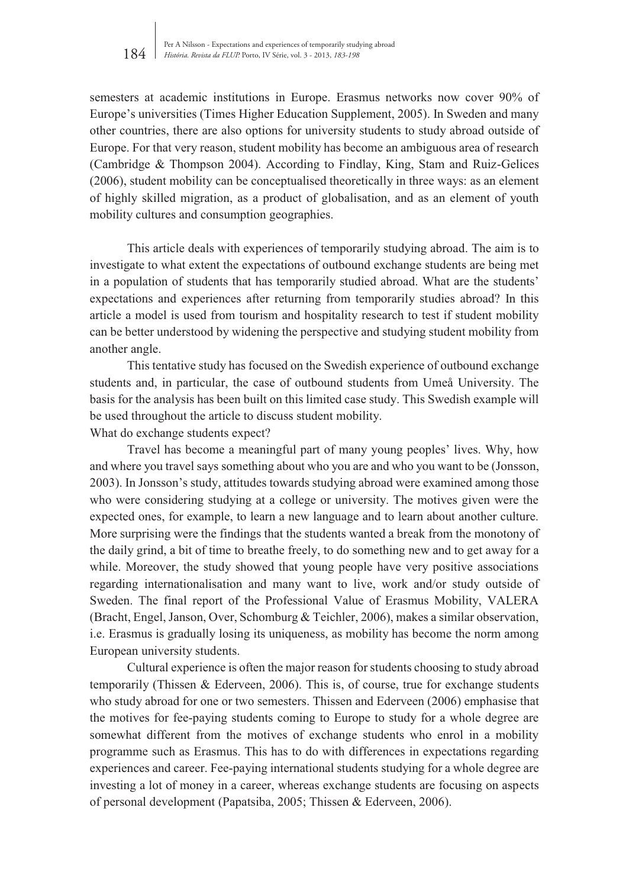semesters at academic institutions in Europe. Erasmus networks now cover 90% of Europe's universities (Times Higher Education Supplement, 2005). In Sweden and many other countries, there are also options for university students to study abroad outside of Europe. For that very reason, student mobility has become an ambiguous area of research (Cambridge & Thompson 2004). According to Findlay, King, Stam and Ruiz-Gelices (2006), student mobility can be conceptualised theoretically in three ways: as an element of highly skilled migration, as a product of globalisation, and as an element of youth mobility cultures and consumption geographies.

This article deals with experiences of temporarily studying abroad. The aim is to investigate to what extent the expectations of outbound exchange students are being met in a population of students that has temporarily studied abroad. What are the students' expectations and experiences after returning from temporarily studies abroad? In this article a model is used from tourism and hospitality research to test if student mobility can be better understood by widening the perspective and studying student mobility from another angle.

This tentative study has focused on the Swedish experience of outbound exchange students and, in particular, the case of outbound students from Umeå University. The basis for the analysis has been built on this limited case study. This Swedish example will be used throughout the article to discuss student mobility.

## What do exchange students expect?

Travel has become a meaningful part of many young peoples' lives. Why, how and where you travel says something about who you are and who you want to be (Jonsson, 2003). In Jonsson's study, attitudes towards studying abroad were examined among those who were considering studying at a college or university. The motives given were the expected ones, for example, to learn a new language and to learn about another culture. More surprising were the findings that the students wanted a break from the monotony of the daily grind, a bit of time to breathe freely, to do something new and to get away for a while. Moreover, the study showed that young people have very positive associations regarding internationalisation and many want to live, work and/or study outside of Sweden. The final report of the Professional Value of Erasmus Mobility, VALERA (Bracht, Engel, Janson, Over, Schomburg & Teichler, 2006), makes a similar observation, i.e. Erasmus is gradually losing its uniqueness, as mobility has become the norm among European university students.

Cultural experience is often the major reason for students choosing to study abroad temporarily (Thissen & Ederveen, 2006). This is, of course, true for exchange students who study abroad for one or two semesters. Thissen and Ederveen (2006) emphasise that the motives for fee-paying students coming to Europe to study for a whole degree are somewhat different from the motives of exchange students who enrol in a mobility programme such as Erasmus. This has to do with differences in expectations regarding experiences and career. Fee-paying international students studying for a whole degree are investing a lot of money in a career, whereas exchange students are focusing on aspects of personal development (Papatsiba, 2005; Thissen & Ederveen, 2006).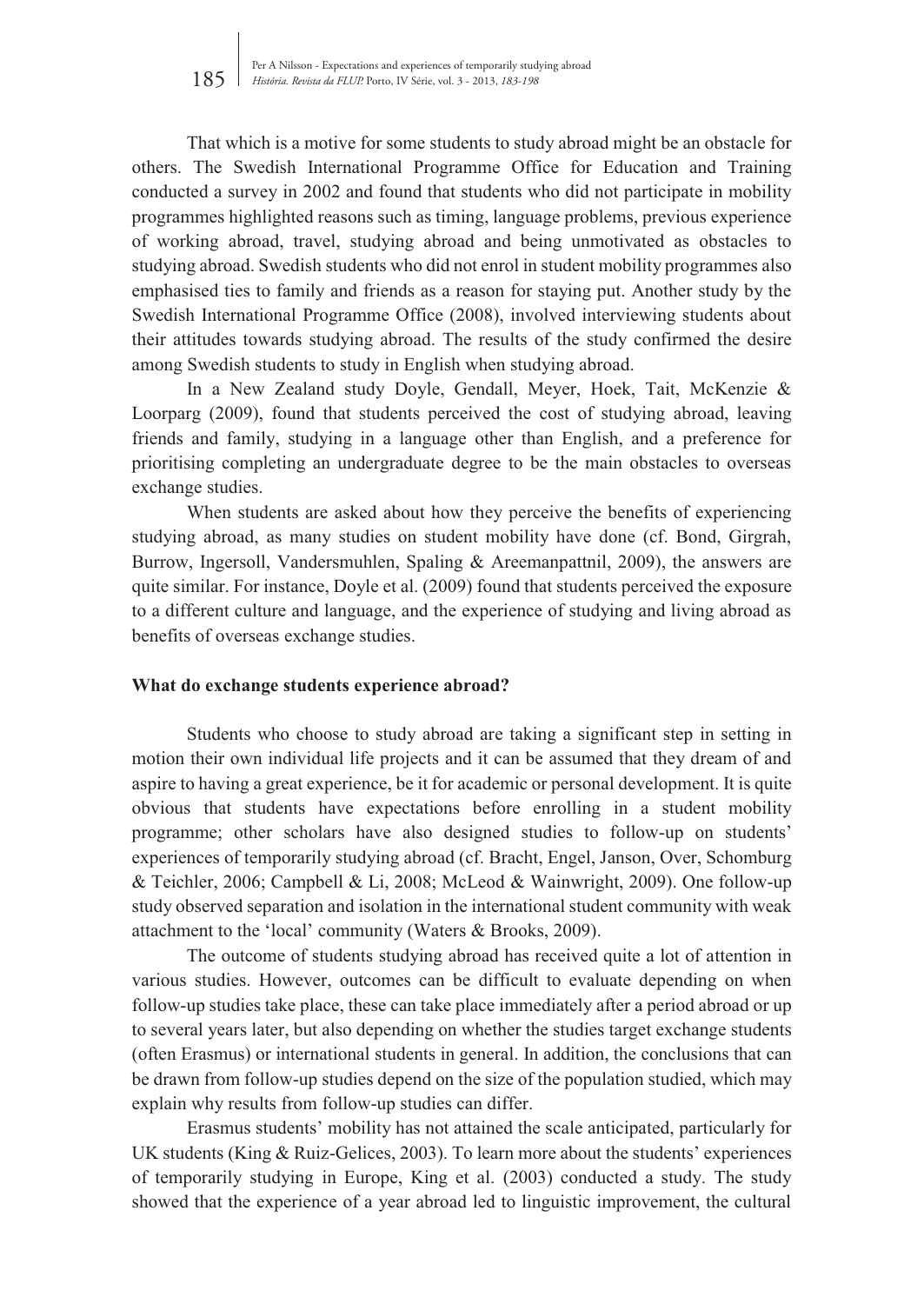That which is a motive for some students to study abroad might be an obstacle for others. The Swedish International Programme Office for Education and Training conducted a survey in 2002 and found that students who did not participate in mobility programmes highlighted reasons such as timing, language problems, previous experience of working abroad, travel, studying abroad and being unmotivated as obstacles to studying abroad. Swedish students who did not enrol in student mobility programmes also emphasised ties to family and friends as a reason for staying put. Another study by the Swedish International Programme Office (2008), involved interviewing students about their attitudes towards studying abroad. The results of the study confirmed the desire among Swedish students to study in English when studying abroad.

In a New Zealand study Doyle, Gendall, Meyer, Hoek, Tait, McKenzie & Loorparg (2009), found that students perceived the cost of studying abroad, leaving friends and family, studying in a language other than English, and a preference for prioritising completing an undergraduate degree to be the main obstacles to overseas exchange studies.

When students are asked about how they perceive the benefits of experiencing studying abroad, as many studies on student mobility have done (cf. Bond, Girgrah, Burrow, Ingersoll, Vandersmuhlen, Spaling & Areemanpattnil, 2009), the answers are quite similar. For instance, Doyle et al. (2009) found that students perceived the exposure to a different culture and language, and the experience of studying and living abroad as benefits of overseas exchange studies.

**What do exchange students experience abroad?**

Students who choose to study abroad are taking a significant step in setting in motion their own individual life projects and it can be assumed that they dream of and aspire to having a great experience, be it for academic or personal development. It is quite obvious that students have expectations before enrolling in a student mobility programme; other scholars have also designed studies to follow-up on students' experiences of temporarily studying abroad (cf. Bracht, Engel, Janson, Over, Schomburg & Teichler, 2006; Campbell & Li, 2008; McLeod & Wainwright, 2009). One follow-up study observed separation and isolation in the international student community with weak attachment to the 'local' community (Waters & Brooks, 2009).

The outcome of students studying abroad has received quite a lot of attention in various studies. However, outcomes can be difficult to evaluate depending on when follow-up studies take place, these can take place immediately after a period abroad or up to several years later, but also depending on whether the studies target exchange students (often Erasmus) or international students in general. In addition, the conclusions that can be drawn from follow-up studies depend on the size of the population studied, which may explain why results from follow-up studies can differ.

Erasmus students' mobility has not attained the scale anticipated, particularly for UK students (King & Ruiz-Gelices, 2003). To learn more about the students' experiences of temporarily studying in Europe, King et al. (2003) conducted a study. The study showed that the experience of a year abroad led to linguistic improvement, the cultural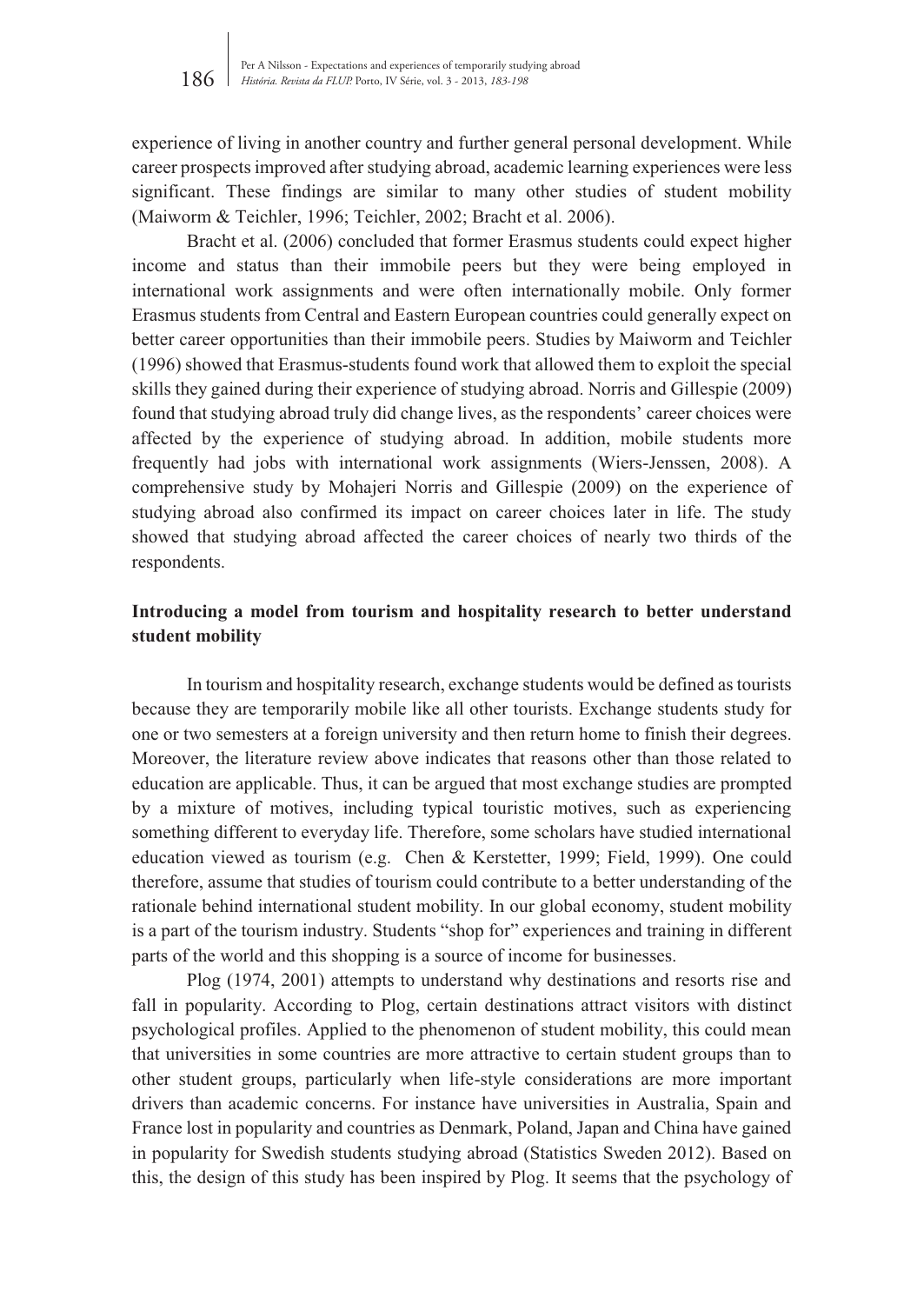experience of living in another country and further general personal development. While career prospects improved after studying abroad, academic learning experiences were less significant. These findings are similar to many other studies of student mobility (Maiworm & Teichler, 1996; Teichler, 2002; Bracht et al. 2006).

Bracht et al. (2006) concluded that former Erasmus students could expect higher income and status than their immobile peers but they were being employed in international work assignments and were often internationally mobile. Only former Erasmus students from Central and Eastern European countries could generally expect on better career opportunities than their immobile peers. Studies by Maiworm and Teichler (1996) showed that Erasmus-students found work that allowed them to exploit the special skills they gained during their experience of studying abroad. Norris and Gillespie (2009) found that studying abroad truly did change lives, as the respondents' career choices were affected by the experience of studying abroad. In addition, mobile students more frequently had jobs with international work assignments (Wiers-Jenssen, 2008). A comprehensive study by Mohajeri Norris and Gillespie (2009) on the experience of studying abroad also confirmed its impact on career choices later in life. The study showed that studying abroad affected the career choices of nearly two thirds of the respondents.

## Introducing a model from tourism and hospitality research to better understand student mobility

In tourism and hospitality research, exchange students would be defined as tourists because they are temporarily mobile like all other tourists. Exchange students study for one or two semesters at a foreign university and then return home to finish their degrees. Moreover, the literature review above indicates that reasons other than those related to education are applicable. Thus, it can be argued that most exchange studies are prompted by a mixture of motives, including typical touristic motives, such as experiencing something different to everyday life. Therefore, some scholars have studied international education viewed as tourism (e.g. Chen & Kerstetter, 1999; Field, 1999). One could therefore, assume that studies of tourism could contribute to a better understanding of the rationale behind international student mobility. In our global economy, student mobility is a part of the tourism industry. Students "shop for" experiences and training in different parts of the world and this shopping is a source of income for businesses.

Plog (1974, 2001) attempts to understand why destinations and resorts rise and fall in popularity. According to Plog, certain destinations attract visitors with distinct psychological profiles. Applied to the phenomenon of student mobility, this could mean that universities in some countries are more attractive to certain student groups than to other student groups, particularly when life-style considerations are more important drivers than academic concerns. For instance have universities in Australia, Spain and France lost in popularity and countries as Denmark, Poland, Japan and China have gained in popularity for Swedish students studying abroad (Statistics Sweden 2012). Based on this, the design of this study has been inspired by Plog. It seems that the psychology of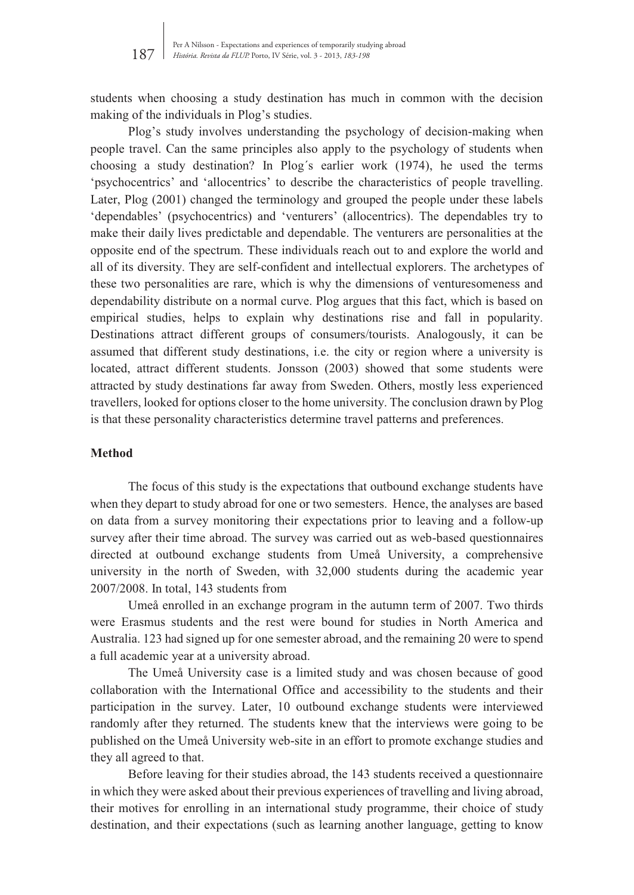students when choosing a study destination has much in common with the decision making of the individuals in Plog's studies.

Plog's study involves understanding the psychology of decision-making when people travel. Can the same principles also apply to the psychology of students when choosing a study destination? In Plog´s earlier work (1974), he used the terms 'psychocentrics' and 'allocentrics' to describe the characteristics of people travelling. Later, Plog (2001) changed the terminology and grouped the people under these labels 'dependables' (psychocentrics) and 'venturers' (allocentrics). The dependables try to make their daily lives predictable and dependable. The venturers are personalities at the opposite end of the spectrum. These individuals reach out to and explore the world and all of its diversity. They are self-confident and intellectual explorers. The archetypes of these two personalities are rare, which is why the dimensions of venturesomeness and dependability distribute on a normal curve. Plog argues that this fact, which is based on empirical studies, helps to explain why destinations rise and fall in popularity. Destinations attract different groups of consumers/tourists. Analogously, it can be assumed that different study destinations, i.e. the city or region where a university is located, attract different students. Jonsson (2003) showed that some students were attracted by study destinations far away from Sweden. Others, mostly less experienced travellers, looked for options closer to the home university. The conclusion drawn by Plog is that these personality characteristics determine travel patterns and preferences.

## Method

The focus of this study is the expectations that outbound exchange students have when they depart to study abroad for one or two semesters. Hence, the analyses are based on data from a survey monitoring their expectations prior to leaving and a follow-up survey after their time abroad. The survey was carried out as web-based questionnaires directed at outbound exchange students from Umeå University, a comprehensive university in the north of Sweden, with 32,000 students during the academic year 2007/2008. In total, 143 students from

Umeå enrolled in an exchange program in the autumn term of 2007. Two thirds were Erasmus students and the rest were bound for studies in North America and Australia. 123 had signed up for one semester abroad, and the remaining 20 were to spend a full academic year at a university abroad.

The Umeå University case is a limited study and was chosen because of good collaboration with the International Office and accessibility to the students and their participation in the survey. Later, 10 outbound exchange students were interviewed randomly after they returned. The students knew that the interviews were going to be published on the Umeå University web-site in an effort to promote exchange studies and they all agreed to that.

Before leaving for their studies abroad, the 143 students received a questionnaire in which they were asked about their previous experiences of travelling and living abroad, their motives for enrolling in an international study programme, their choice of study destination, and their expectations (such as learning another language, getting to know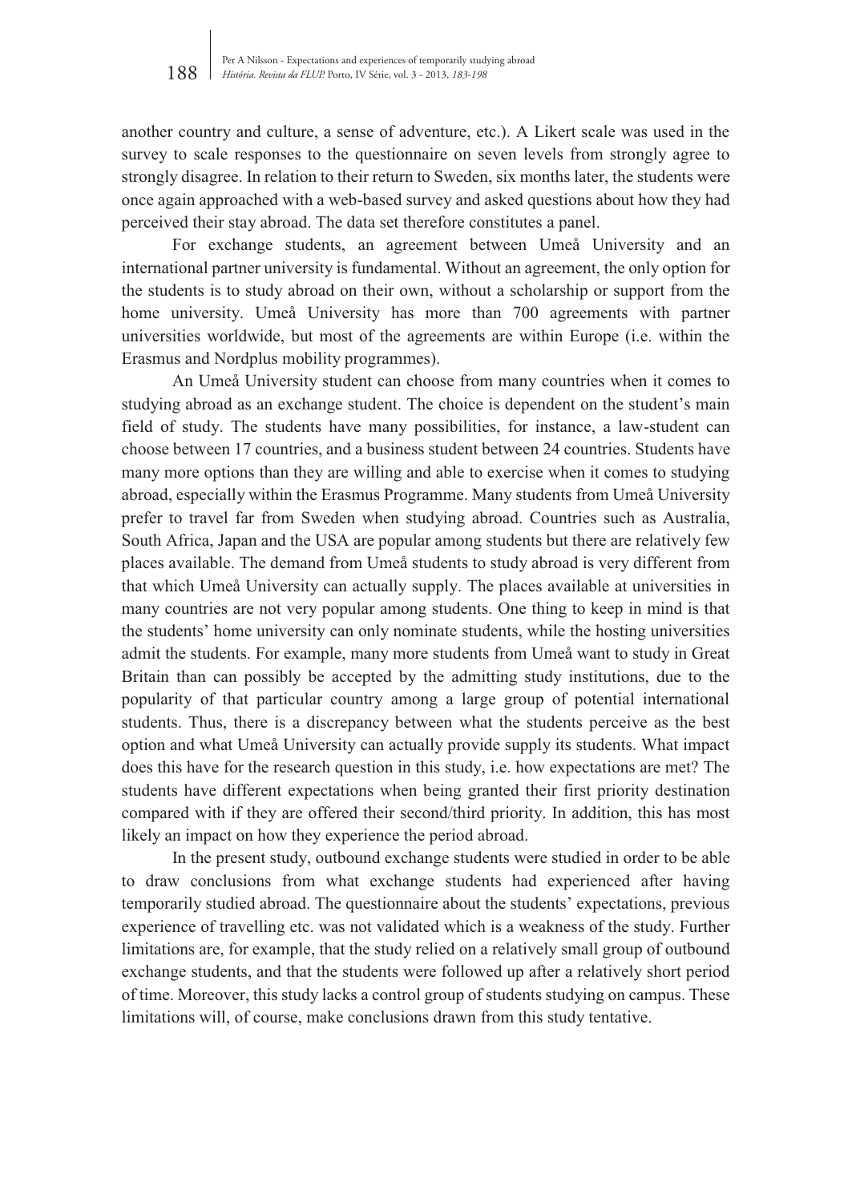another country and culture, a sense of adventure, etc.). A Likert scale was used in the survey to scale responses to the questionnaire on seven levels from strongly agree to strongly disagree. In relation to their return to Sweden, six months later, the students were once again approached with a web-based survey and asked questions about how they had perceived their stay abroad. The data set therefore constitutes a panel.

For exchange students, an agreement between Umeå University and an international partner university is fundamental. Without an agreement, the only option for the students is to study abroad on their own, without a scholarship or support from the home university. Umeå University has more than 700 agreements with partner universities worldwide, but most of the agreements are within Europe (i.e. within the Erasmus and Nordplus mobility programmes).

An Umeå University student can choose from many countries when it comes to studying abroad as an exchange student. The choice is dependent on the student's main field of study. The students have many possibilities, for instance, a law-student can choose between 17 countries, and a business student between 24 countries. Students have many more options than they are willing and able to exercise when it comes to studying abroad, especially within the Erasmus Programme. Many students from Umeå University prefer to travel far from Sweden when studying abroad. Countries such as Australia, South Africa, Japan and the USA are popular among students but there are relatively few places available. The demand from Umeå students to study abroad is very different from that which Umeå University can actually supply. The places available at universities in many countries are not very popular among students. One thing to keep in mind is that the students' home university can only nominate students, while the hosting universities admit the students. For example, many more students from Umeå want to study in Great Britain than can possibly be accepted by the admitting study institutions, due to the popularity of that particular country among a large group of potential international students. Thus, there is a discrepancy between what the students perceive as the best option and what Umeå University can actually provide supply its students. What impact does this have for the research question in this study, i.e. how expectations are met? The students have different expectations when being granted their first priority destination compared with if they are offered their second/third priority. In addition, this has most likely an impact on how they experience the period abroad.

In the present study, outbound exchange students were studied in order to be able to draw conclusions from what exchange students had experienced after having temporarily studied abroad. The questionnaire about the students' expectations, previous experience of travelling etc. was not validated which is a weakness of the study. Further limitations are, for example, that the study relied on a relatively small group of outbound exchange students, and that the students were followed up after a relatively short period of time. Moreover, this study lacks a control group of students studying on campus. These limitations will, of course, make conclusions drawn from this study tentative.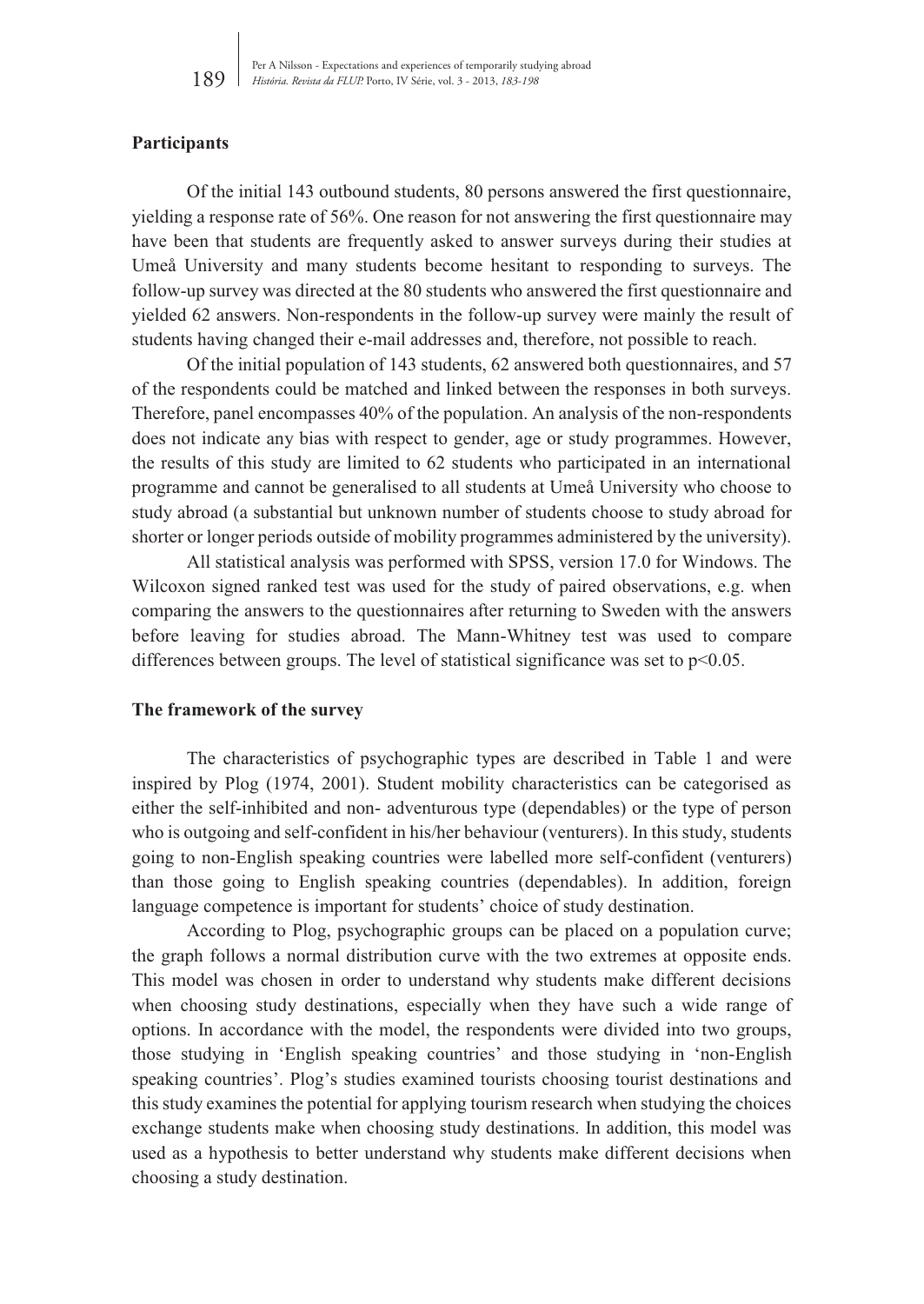**Participants**

Of the initial 143 outbound students, 80 persons answered the first questionnaire, yielding a response rate of 56%. One reason for not answering the first questionnaire may have been that students are frequently asked to answer surveys during their studies at Umeå University and many students become hesitant to responding to surveys. The follow-up survey was directed at the 80 students who answered the first questionnaire and yielded 62 answers. Non-respondents in the follow-up survey were mainly the result of students having changed their e-mail addresses and, therefore, not possible to reach.

Of the initial population of 143 students, 62 answered both questionnaires, and 57 of the respondents could be matched and linked between the responses in both surveys. Therefore, panel encompasses 40% of the population. An analysis of the non-respondents does not indicate any bias with respect to gender, age or study programmes. However, the results of this study are limited to 62 students who participated in an international programme and cannot be generalised to all students at Umeå University who choose to study abroad (a substantial but unknown number of students choose to study abroad for shorter or longer periods outside of mobility programmes administered by the university).

All statistical analysis was performed with SPSS, version 17.0 for Windows. The Wilcoxon signed ranked test was used for the study of paired observations, e.g. when comparing the answers to the questionnaires after returning to Sweden with the answers before leaving for studies abroad. The Mann-Whitney test was used to compare differences between groups. The level of statistical significance was set to $p<0.05$.

**The framework of the survey**

The characteristics of psychographic types are described in Table 1 and were inspired by Plog (1974, 2001). Student mobility characteristics can be categorised as either the self-inhibited and non- adventurous type (dependables) or the type of person who is outgoing and self-confident in his/her behaviour (venturers). In this study, students going to non-English speaking countries were labelled more self-confident (venturers) than those going to English speaking countries (dependables). In addition, foreign language competence is important for students' choice of study destination.

According to Plog, psychographic groups can be placed on a population curve; the graph follows a normal distribution curve with the two extremes at opposite ends. This model was chosen in order to understand why students make different decisions when choosing study destinations, especially when they have such a wide range of options. In accordance with the model, the respondents were divided into two groups, those studying in 'English speaking countries' and those studying in 'non-English speaking countries'. Plog's studies examined tourists choosing tourist destinations and this study examines the potential for applying tourism research when studying the choices exchange students make when choosing study destinations. In addition, this model was used as a hypothesis to better understand why students make different decisions when choosing a study destination.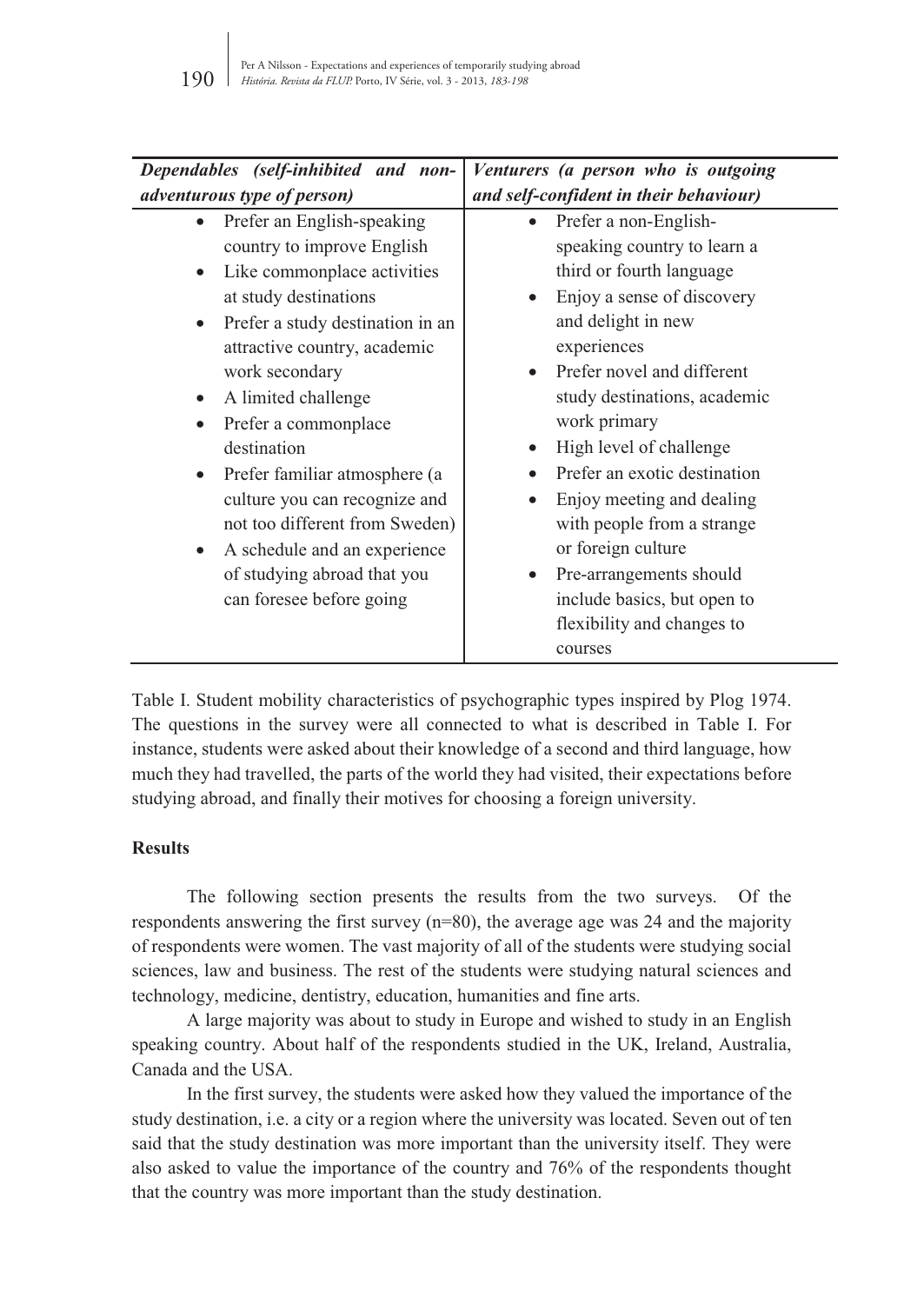| *Dependables (self-inhibited and non-adventurous type of person)* | *Venturers (a person who is outgoing and self-confident in their behaviour)* |
|---|---|
| • Prefer an English-speaking country to improve English<br>• Like commonplace activities at study destinations<br>• Prefer a study destination in an attractive country, academic work secondary<br>• A limited challenge<br>• Prefer a commonplace destination<br>• Prefer familiar atmosphere (a culture you can recognize and not too different from Sweden)<br>• A schedule and an experience of studying abroad that you can foresee before going | • Prefer a non-English-speaking country to learn a third or fourth language<br>• Enjoy a sense of discovery and delight in new experiences<br>• Prefer novel and different study destinations, academic work primary<br>• High level of challenge<br>• Prefer an exotic destination<br>• Enjoy meeting and dealing with people from a strange or foreign culture<br>• Pre-arrangements should include basics, but open to flexibility and changes to courses |

Table I. Student mobility characteristics of psychographic types inspired by Plog 1974. The questions in the survey were all connected to what is described in Table I. For instance, students were asked about their knowledge of a second and third language, how much they had travelled, the parts of the world they had visited, their expectations before studying abroad, and finally their motives for choosing a foreign university.

**Results**

The following section presents the results from the two surveys. Of the respondents answering the first survey (n=80), the average age was 24 and the majority of respondents were women. The vast majority of all of the students were studying social sciences, law and business. The rest of the students were studying natural sciences and technology, medicine, dentistry, education, humanities and fine arts.

A large majority was about to study in Europe and wished to study in an English speaking country. About half of the respondents studied in the UK, Ireland, Australia, Canada and the USA.

In the first survey, the students were asked how they valued the importance of the study destination, i.e. a city or a region where the university was located. Seven out of ten said that the study destination was more important than the university itself. They were also asked to value the importance of the country and 76% of the respondents thought that the country was more important than the study destination.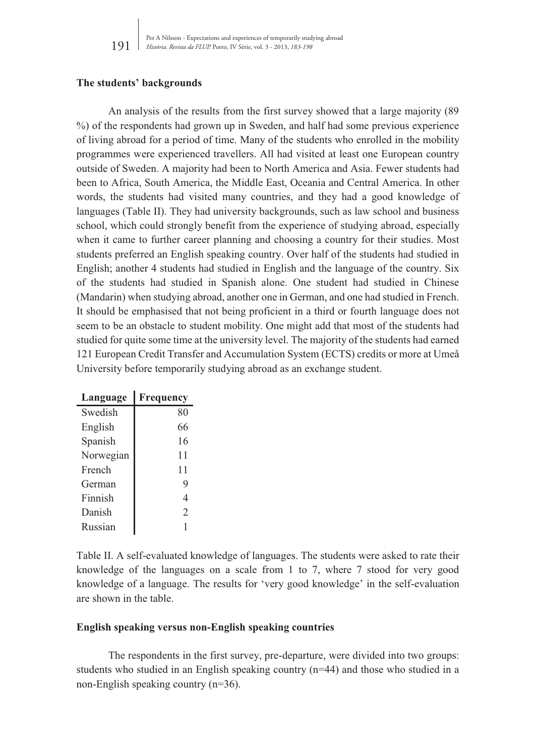### The students' backgrounds

An analysis of the results from the first survey showed that a large majority (89 %) of the respondents had grown up in Sweden, and half had some previous experience of living abroad for a period of time. Many of the students who enrolled in the mobility programmes were experienced travellers. All had visited at least one European country outside of Sweden. A majority had been to North America and Asia. Fewer students had been to Africa, South America, the Middle East, Oceania and Central America. In other words, the students had visited many countries, and they had a good knowledge of languages (Table II). They had university backgrounds, such as law school and business school, which could strongly benefit from the experience of studying abroad, especially when it came to further career planning and choosing a country for their studies. Most students preferred an English speaking country. Over half of the students had studied in English; another 4 students had studied in English and the language of the country. Six of the students had studied in Spanish alone. One student had studied in Chinese (Mandarin) when studying abroad, another one in German, and one had studied in French. It should be emphasised that not being proficient in a third or fourth language does not seem to be an obstacle to student mobility. One might add that most of the students had studied for quite some time at the university level. The majority of the students had earned 121 European Credit Transfer and Accumulation System (ECTS) credits or more at Umeå University before temporarily studying abroad as an exchange student.

| Language | Frequency |
|---|---|
| Swedish | 80 |
| English | 66 |
| Spanish | 16 |
| Norwegian | 11 |
| French | 11 |
| German | 9 |
| Finnish | 4 |
| Danish | 2 |
| Russian | 1 |

Table II. A self-evaluated knowledge of languages. The students were asked to rate their knowledge of the languages on a scale from 1 to 7, where 7 stood for very good knowledge of a language. The results for 'very good knowledge' in the self-evaluation are shown in the table.

### English speaking versus non-English speaking countries

The respondents in the first survey, pre-departure, were divided into two groups: students who studied in an English speaking country (n=44) and those who studied in a non-English speaking country (n=36).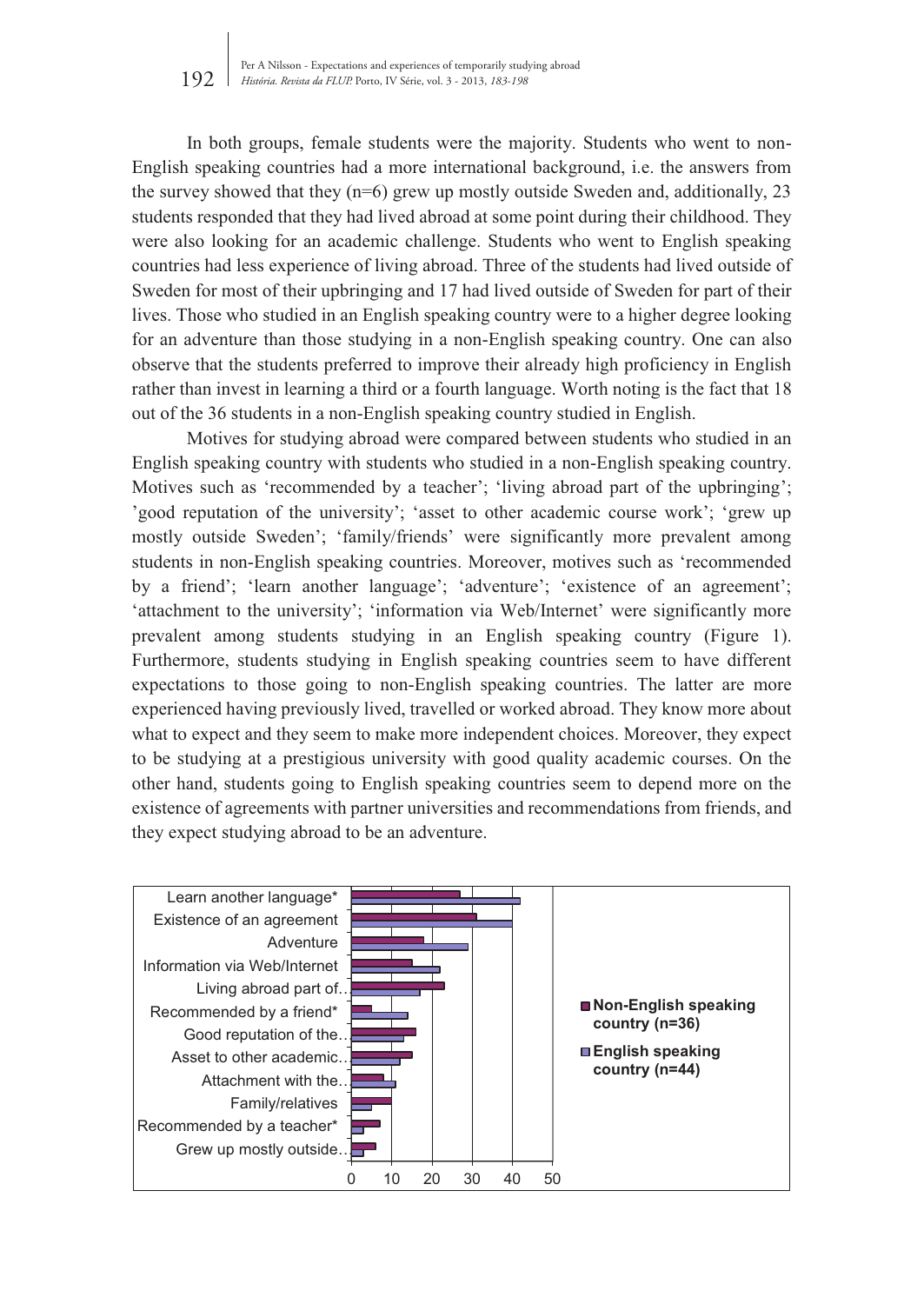In both groups, female students were the majority. Students who went to non-English speaking countries had a more international background, i.e. the answers from the survey showed that they (n=6) grew up mostly outside Sweden and, additionally, 23 students responded that they had lived abroad at some point during their childhood. They were also looking for an academic challenge. Students who went to English speaking countries had less experience of living abroad. Three of the students had lived outside of Sweden for most of their upbringing and 17 had lived outside of Sweden for part of their lives. Those who studied in an English speaking country were to a higher degree looking for an adventure than those studying in a non-English speaking country. One can also observe that the students preferred to improve their already high proficiency in English rather than invest in learning a third or a fourth language. Worth noting is the fact that 18 out of the 36 students in a non-English speaking country studied in English.

Motives for studying abroad were compared between students who studied in an English speaking country with students who studied in a non-English speaking country. Motives such as 'recommended by a teacher'; 'living abroad part of the upbringing'; 'good reputation of the university'; 'asset to other academic course work'; 'grew up mostly outside Sweden'; 'family/friends' were significantly more prevalent among students in non-English speaking countries. Moreover, motives such as 'recommended by a friend'; 'learn another language'; 'adventure'; 'existence of an agreement'; 'attachment to the university'; 'information via Web/Internet' were significantly more prevalent among students studying in an English speaking country (Figure 1). Furthermore, students studying in English speaking countries seem to have different expectations to those going to non-English speaking countries. The latter are more experienced having previously lived, travelled or worked abroad. They know more about what to expect and they seem to make more independent choices. Moreover, they expect to be studying at a prestigious university with good quality academic courses. On the other hand, students going to English speaking countries seem to depend more on the existence of agreements with partner universities and recommendations from friends, and they expect studying abroad to be an adventure.

Learn another language*
Existence of an agreement
Adventure
Information via Web/Internet
Living abroad part of..
Recommended by a friend*
Good reputation of the..
Asset to other academic..
Attachment with the..
Family/relatives
Recommended by a teacher*
Grew up mostly outside..

0 10 20 30 40 50

■ Non-English speaking country (n=36)
■ English speaking country (n=44)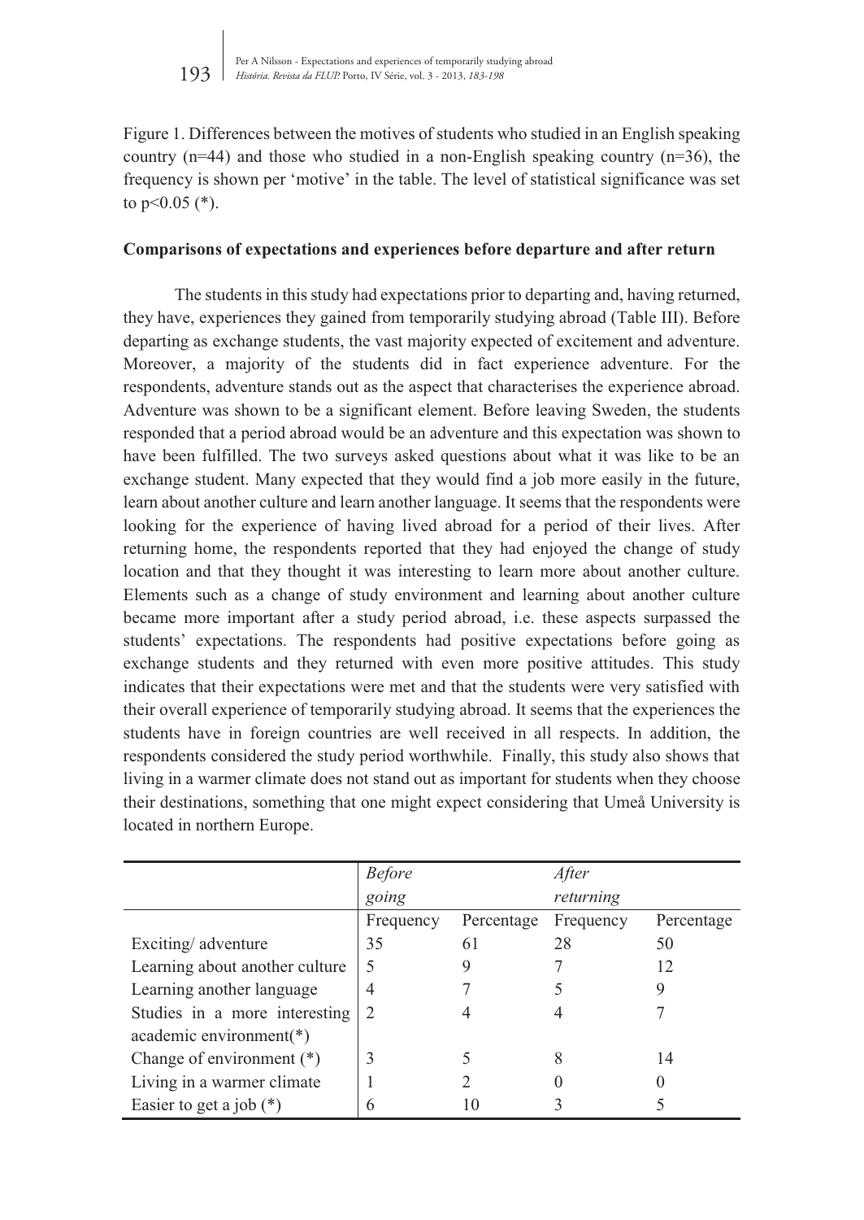Figure 1. Differences between the motives of students who studied in an English speaking country (n=44) and those who studied in a non-English speaking country (n=36), the frequency is shown per 'motive' in the table. The level of statistical significance was set to $p<0.05$ (*).

**Comparisons of expectations and experiences before departure and after return**

The students in this study had expectations prior to departing and, having returned, they have, experiences they gained from temporarily studying abroad (Table III). Before departing as exchange students, the vast majority expected of excitement and adventure. Moreover, a majority of the students did in fact experience adventure. For the respondents, adventure stands out as the aspect that characterises the experience abroad. Adventure was shown to be a significant element. Before leaving Sweden, the students responded that a period abroad would be an adventure and this expectation was shown to have been fulfilled. The two surveys asked questions about what it was like to be an exchange student. Many expected that they would find a job more easily in the future, learn about another culture and learn another language. It seems that the respondents were looking for the experience of having lived abroad for a period of their lives. After returning home, the respondents reported that they had enjoyed the change of study location and that they thought it was interesting to learn more about another culture. Elements such as a change of study environment and learning about another culture became more important after a study period abroad, i.e. these aspects surpassed the students' expectations. The respondents had positive expectations before going as exchange students and they returned with even more positive attitudes. This study indicates that their expectations were met and that the students were very satisfied with their overall experience of temporarily studying abroad. It seems that the experiences the students have in foreign countries are well received in all respects. In addition, the respondents considered the study period worthwhile. Finally, this study also shows that living in a warmer climate does not stand out as important for students when they choose their destinations, something that one might expect considering that Umeå University is located in northern Europe.

| | *Before going* | | *After returning* | |
|---|---|---|---|---|
| | Frequency | Percentage | Frequency | Percentage |
| Exciting/ adventure | 35 | 61 | 28 | 50 |
| Learning about another culture | 5 | 9 | 7 | 12 |
| Learning another language | 4 | 7 | 5 | 9 |
| Studies in a more interesting academic environment(*) | 2 | 4 | 4 | 7 |
| Change of environment (*) | 3 | 5 | 8 | 14 |
| Living in a warmer climate | 1 | 2 | 0 | 0 |
| Easier to get a job (*) | 6 | 10 | 3 | 5 |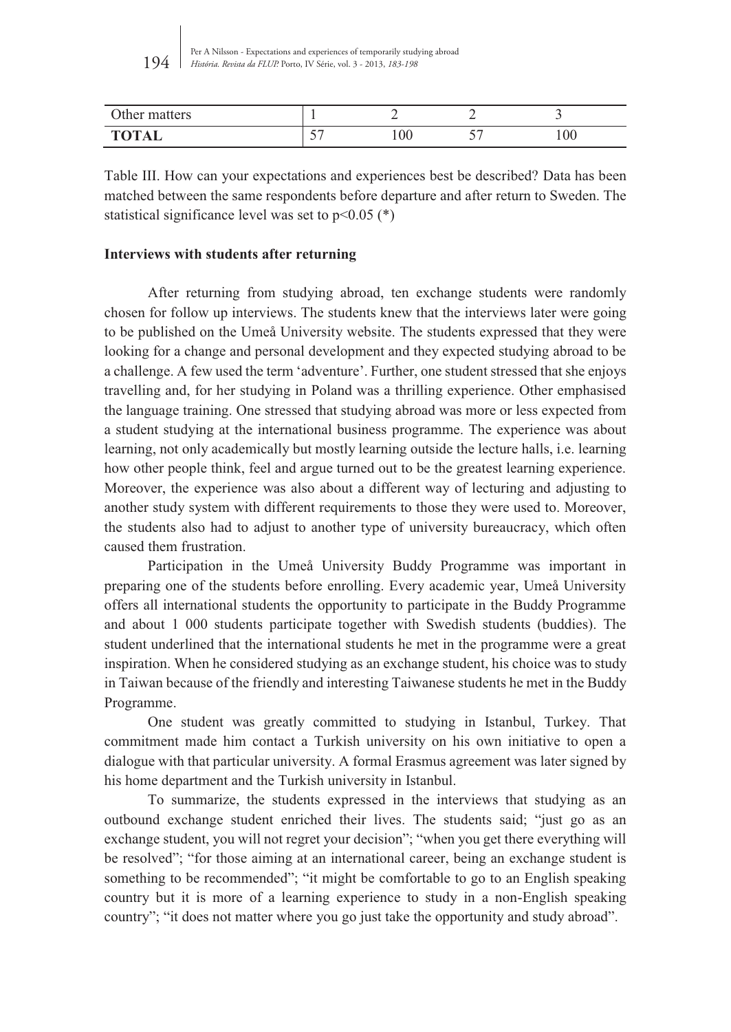| Other matters | 1 | 2 | 2 | 3 |
|---|---|---|---|---|
| **TOTAL** | 57 | 100 | 57 | 100 |

Table III. How can your expectations and experiences best be described? Data has been matched between the same respondents before departure and after return to Sweden. The statistical significance level was set to $p<0.05$ (*)

**Interviews with students after returning**

After returning from studying abroad, ten exchange students were randomly chosen for follow up interviews. The students knew that the interviews later were going to be published on the Umeå University website. The students expressed that they were looking for a change and personal development and they expected studying abroad to be a challenge. A few used the term 'adventure'. Further, one student stressed that she enjoys travelling and, for her studying in Poland was a thrilling experience. Other emphasised the language training. One stressed that studying abroad was more or less expected from a student studying at the international business programme. The experience was about learning, not only academically but mostly learning outside the lecture halls, i.e. learning how other people think, feel and argue turned out to be the greatest learning experience. Moreover, the experience was also about a different way of lecturing and adjusting to another study system with different requirements to those they were used to. Moreover, the students also had to adjust to another type of university bureaucracy, which often caused them frustration.

Participation in the Umeå University Buddy Programme was important in preparing one of the students before enrolling. Every academic year, Umeå University offers all international students the opportunity to participate in the Buddy Programme and about 1 000 students participate together with Swedish students (buddies). The student underlined that the international students he met in the programme were a great inspiration. When he considered studying as an exchange student, his choice was to study in Taiwan because of the friendly and interesting Taiwanese students he met in the Buddy Programme.

One student was greatly committed to studying in Istanbul, Turkey. That commitment made him contact a Turkish university on his own initiative to open a dialogue with that particular university. A formal Erasmus agreement was later signed by his home department and the Turkish university in Istanbul.

To summarize, the students expressed in the interviews that studying as an outbound exchange student enriched their lives. The students said; "just go as an exchange student, you will not regret your decision"; "when you get there everything will be resolved"; "for those aiming at an international career, being an exchange student is something to be recommended"; "it might be comfortable to go to an English speaking country but it is more of a learning experience to study in a non-English speaking country"; "it does not matter where you go just take the opportunity and study abroad".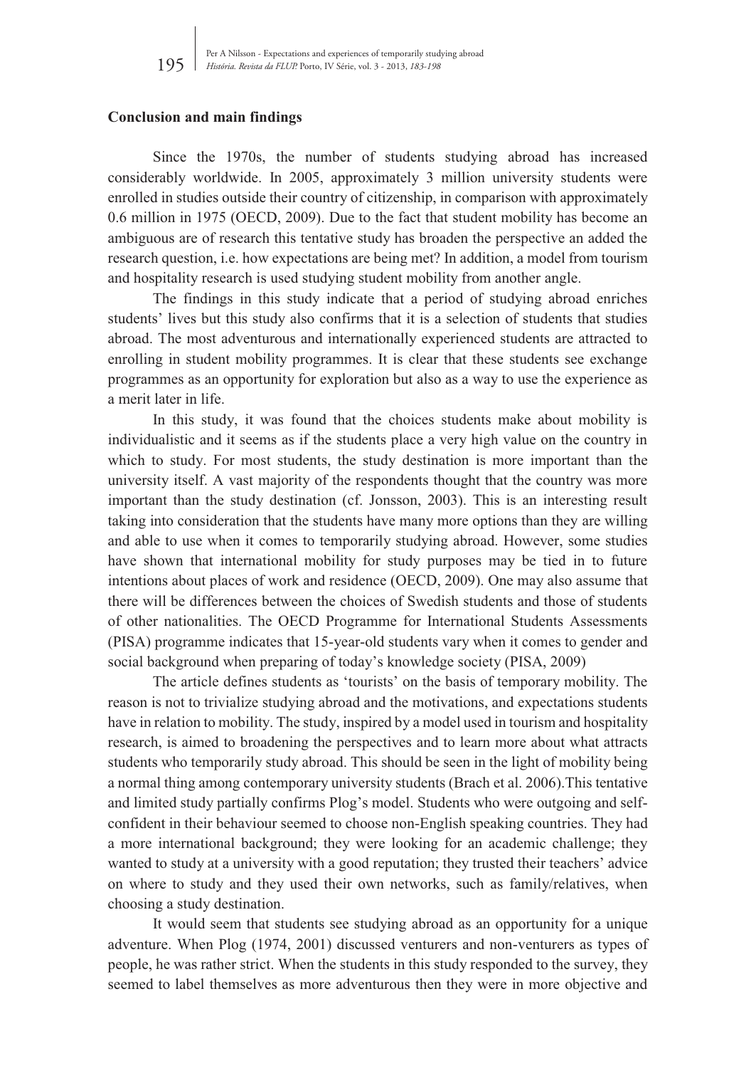**Conclusion and main findings**

Since the 1970s, the number of students studying abroad has increased considerably worldwide. In 2005, approximately 3 million university students were enrolled in studies outside their country of citizenship, in comparison with approximately 0.6 million in 1975 (OECD, 2009). Due to the fact that student mobility has become an ambiguous are of research this tentative study has broaden the perspective an added the research question, i.e. how expectations are being met? In addition, a model from tourism and hospitality research is used studying student mobility from another angle.

The findings in this study indicate that a period of studying abroad enriches students' lives but this study also confirms that it is a selection of students that studies abroad. The most adventurous and internationally experienced students are attracted to enrolling in student mobility programmes. It is clear that these students see exchange programmes as an opportunity for exploration but also as a way to use the experience as a merit later in life.

In this study, it was found that the choices students make about mobility is individualistic and it seems as if the students place a very high value on the country in which to study. For most students, the study destination is more important than the university itself. A vast majority of the respondents thought that the country was more important than the study destination (cf. Jonsson, 2003). This is an interesting result taking into consideration that the students have many more options than they are willing and able to use when it comes to temporarily studying abroad. However, some studies have shown that international mobility for study purposes may be tied in to future intentions about places of work and residence (OECD, 2009). One may also assume that there will be differences between the choices of Swedish students and those of students of other nationalities. The OECD Programme for International Students Assessments (PISA) programme indicates that 15-year-old students vary when it comes to gender and social background when preparing of today's knowledge society (PISA, 2009)

The article defines students as 'tourists' on the basis of temporary mobility. The reason is not to trivialize studying abroad and the motivations, and expectations students have in relation to mobility. The study, inspired by a model used in tourism and hospitality research, is aimed to broadening the perspectives and to learn more about what attracts students who temporarily study abroad. This should be seen in the light of mobility being a normal thing among contemporary university students (Brach et al. 2006).This tentative and limited study partially confirms Plog's model. Students who were outgoing and self-confident in their behaviour seemed to choose non-English speaking countries. They had a more international background; they were looking for an academic challenge; they wanted to study at a university with a good reputation; they trusted their teachers' advice on where to study and they used their own networks, such as family/relatives, when choosing a study destination.

It would seem that students see studying abroad as an opportunity for a unique adventure. When Plog (1974, 2001) discussed venturers and non-venturers as types of people, he was rather strict. When the students in this study responded to the survey, they seemed to label themselves as more adventurous then they were in more objective and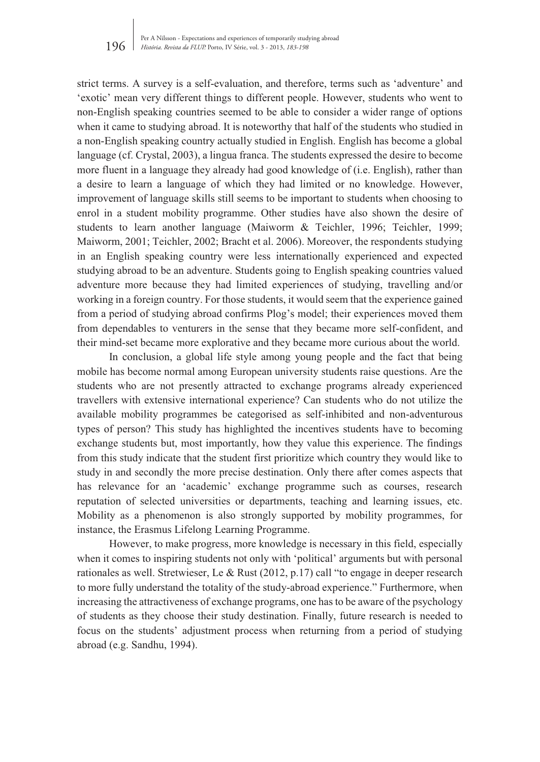strict terms. A survey is a self-evaluation, and therefore, terms such as 'adventure' and 'exotic' mean very different things to different people. However, students who went to non-English speaking countries seemed to be able to consider a wider range of options when it came to studying abroad. It is noteworthy that half of the students who studied in a non-English speaking country actually studied in English. English has become a global language (cf. Crystal, 2003), a lingua franca. The students expressed the desire to become more fluent in a language they already had good knowledge of (i.e. English), rather than a desire to learn a language of which they had limited or no knowledge. However, improvement of language skills still seems to be important to students when choosing to enrol in a student mobility programme. Other studies have also shown the desire of students to learn another language (Maiworm & Teichler, 1996; Teichler, 1999; Maiworm, 2001; Teichler, 2002; Bracht et al. 2006). Moreover, the respondents studying in an English speaking country were less internationally experienced and expected studying abroad to be an adventure. Students going to English speaking countries valued adventure more because they had limited experiences of studying, travelling and/or working in a foreign country. For those students, it would seem that the experience gained from a period of studying abroad confirms Plog's model; their experiences moved them from dependables to venturers in the sense that they became more self-confident, and their mind-set became more explorative and they became more curious about the world.

In conclusion, a global life style among young people and the fact that being mobile has become normal among European university students raise questions. Are the students who are not presently attracted to exchange programs already experienced travellers with extensive international experience? Can students who do not utilize the available mobility programmes be categorised as self-inhibited and non-adventurous types of person? This study has highlighted the incentives students have to becoming exchange students but, most importantly, how they value this experience. The findings from this study indicate that the student first prioritize which country they would like to study in and secondly the more precise destination. Only there after comes aspects that has relevance for an 'academic' exchange programme such as courses, research reputation of selected universities or departments, teaching and learning issues, etc. Mobility as a phenomenon is also strongly supported by mobility programmes, for instance, the Erasmus Lifelong Learning Programme.

However, to make progress, more knowledge is necessary in this field, especially when it comes to inspiring students not only with 'political' arguments but with personal rationales as well. Stretwieser, Le & Rust (2012, p.17) call "to engage in deeper research to more fully understand the totality of the study-abroad experience." Furthermore, when increasing the attractiveness of exchange programs, one has to be aware of the psychology of students as they choose their study destination. Finally, future research is needed to focus on the students' adjustment process when returning from a period of studying abroad (e.g. Sandhu, 1994).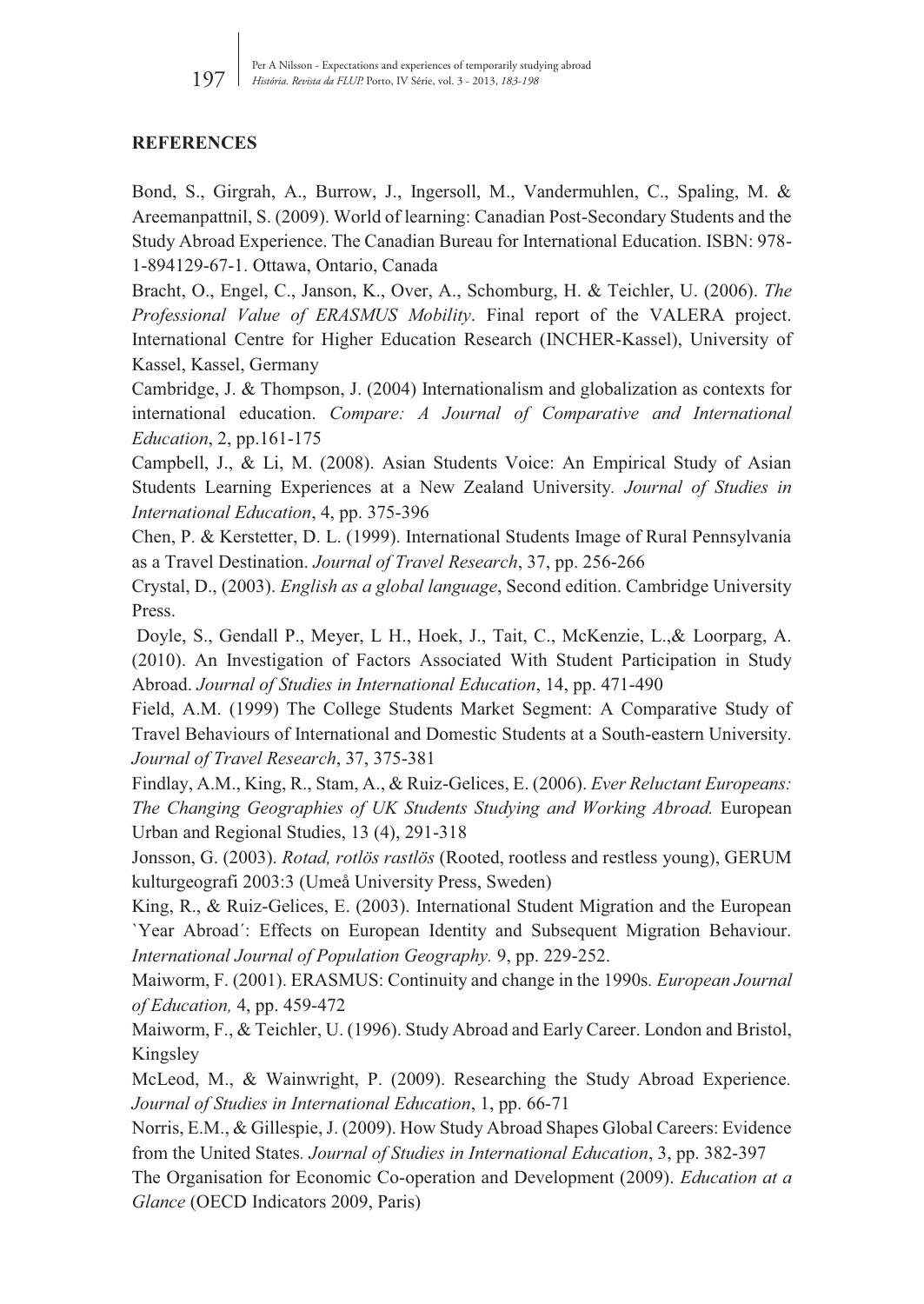**REFERENCES**

Bond, S., Girgrah, A., Burrow, J., Ingersoll, M., Vandermuhlen, C., Spaling, M. & Areemanpattnil, S. (2009). World of learning: Canadian Post-Secondary Students and the Study Abroad Experience. The Canadian Bureau for International Education. ISBN: 978-1-894129-67-1. Ottawa, Ontario, Canada

Bracht, O., Engel, C., Janson, K., Over, A., Schomburg, H. & Teichler, U. (2006). *The Professional Value of ERASMUS Mobility*. Final report of the VALERA project. International Centre for Higher Education Research (INCHER-Kassel), University of Kassel, Kassel, Germany

Cambridge, J. & Thompson, J. (2004) Internationalism and globalization as contexts for international education. *Compare: A Journal of Comparative and International Education*, 2, pp.161-175

Campbell, J., & Li, M. (2008). Asian Students Voice: An Empirical Study of Asian Students Learning Experiences at a New Zealand University. *Journal of Studies in International Education*, 4, pp. 375-396

Chen, P. & Kerstetter, D. L. (1999). International Students Image of Rural Pennsylvania as a Travel Destination. *Journal of Travel Research*, 37, pp. 256-266

Crystal, D., (2003). *English as a global language*, Second edition. Cambridge University Press.

Doyle, S., Gendall P., Meyer, L H., Hoek, J., Tait, C., McKenzie, L.,& Loorparg, A. (2010). An Investigation of Factors Associated With Student Participation in Study Abroad. *Journal of Studies in International Education*, 14, pp. 471-490

Field, A.M. (1999) The College Students Market Segment: A Comparative Study of Travel Behaviours of International and Domestic Students at a South-eastern University. *Journal of Travel Research*, 37, 375-381

Findlay, A.M., King, R., Stam, A., & Ruiz-Gelices, E. (2006). *Ever Reluctant Europeans: The Changing Geographies of UK Students Studying and Working Abroad.* European Urban and Regional Studies, 13 (4), 291-318

Jonsson, G. (2003). *Rotad, rotlös rastlös* (Rooted, rootless and restless young), GERUM kulturgeografi 2003:3 (Umeå University Press, Sweden)

King, R., & Ruiz-Gelices, E. (2003). International Student Migration and the European `Year Abroad´: Effects on European Identity and Subsequent Migration Behaviour. *International Journal of Population Geography.* 9, pp. 229-252.

Maiworm, F. (2001). ERASMUS: Continuity and change in the 1990s*. European Journal of Education,* 4, pp. 459-472

Maiworm, F., & Teichler, U. (1996). Study Abroad and Early Career. London and Bristol, Kingsley

McLeod, M., & Wainwright, P. (2009). Researching the Study Abroad Experience. *Journal of Studies in International Education*, 1, pp. 66-71

Norris, E.M., & Gillespie, J. (2009). How Study Abroad Shapes Global Careers: Evidence from the United States*. Journal of Studies in International Education*, 3, pp. 382-397

The Organisation for Economic Co-operation and Development (2009). *Education at a Glance* (OECD Indicators 2009, Paris)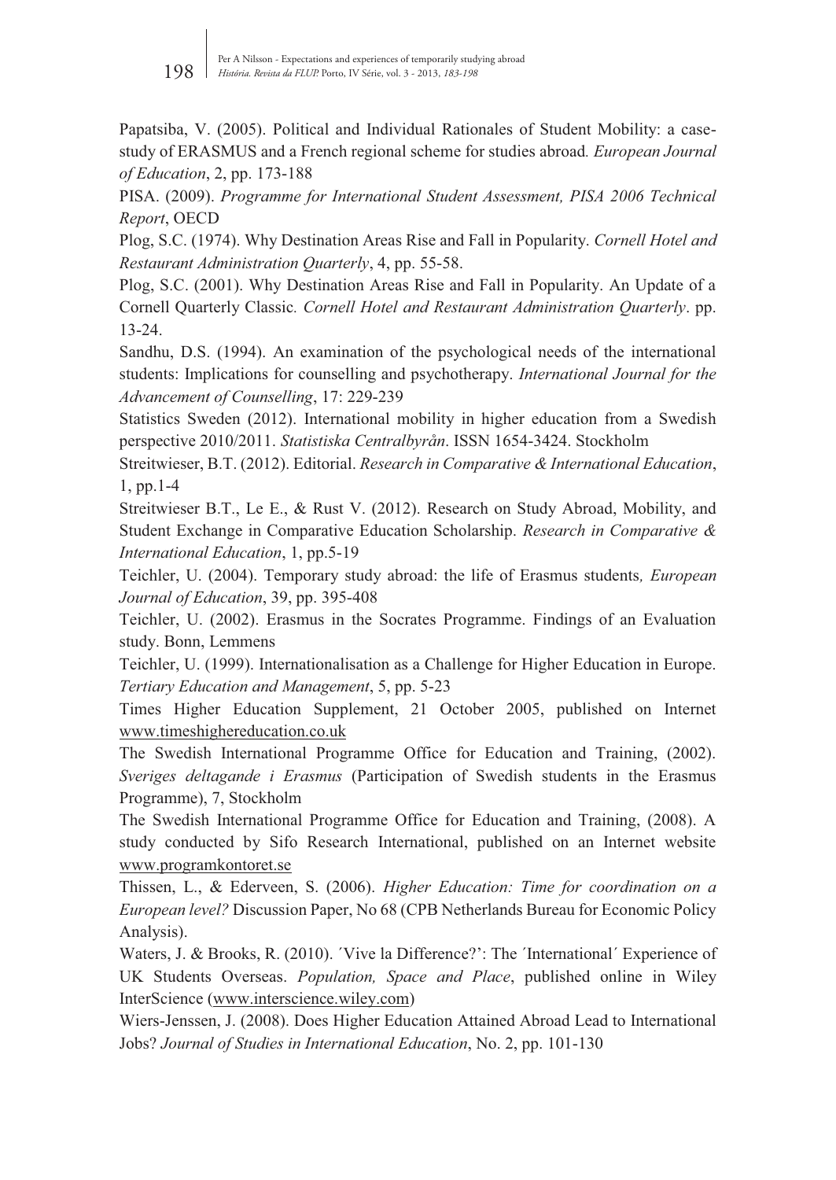Papatsiba, V. (2005). Political and Individual Rationales of Student Mobility: a case-study of ERASMUS and a French regional scheme for studies abroad. *European Journal of Education*, 2, pp. 173-188

PISA. (2009). *Programme for International Student Assessment, PISA 2006 Technical Report*, OECD

Plog, S.C. (1974). Why Destination Areas Rise and Fall in Popularity. *Cornell Hotel and Restaurant Administration Quarterly*, 4, pp. 55-58.

Plog, S.C. (2001). Why Destination Areas Rise and Fall in Popularity. An Update of a Cornell Quarterly Classic. *Cornell Hotel and Restaurant Administration Quarterly*. pp. 13-24.

Sandhu, D.S. (1994). An examination of the psychological needs of the international students: Implications for counselling and psychotherapy. *International Journal for the Advancement of Counselling*, 17: 229-239

Statistics Sweden (2012). International mobility in higher education from a Swedish perspective 2010/2011. *Statistiska Centralbyrån*. ISSN 1654-3424. Stockholm

Streitwieser, B.T. (2012). Editorial. *Research in Comparative & International Education*, 1, pp.1-4

Streitwieser B.T., Le E., & Rust V. (2012). Research on Study Abroad, Mobility, and Student Exchange in Comparative Education Scholarship. *Research in Comparative & International Education*, 1, pp.5-19

Teichler, U. (2004). Temporary study abroad: the life of Erasmus students*, European Journal of Education*, 39, pp. 395-408

Teichler, U. (2002). Erasmus in the Socrates Programme. Findings of an Evaluation study. Bonn, Lemmens

Teichler, U. (1999). Internationalisation as a Challenge for Higher Education in Europe. *Tertiary Education and Management*, 5, pp. 5-23

Times Higher Education Supplement, 21 October 2005, published on Internet www.timeshighereducation.co.uk

The Swedish International Programme Office for Education and Training, (2002). *Sveriges deltagande i Erasmus* (Participation of Swedish students in the Erasmus Programme), 7, Stockholm

The Swedish International Programme Office for Education and Training, (2008). A study conducted by Sifo Research International, published on an Internet website www.programkontoret.se

Thissen, L., & Ederveen, S. (2006). *Higher Education: Time for coordination on a European level?* Discussion Paper, No 68 (CPB Netherlands Bureau for Economic Policy Analysis).

Waters, J. & Brooks, R. (2010). ´Vive la Difference?': The ´International´ Experience of UK Students Overseas. *Population, Space and Place*, published online in Wiley InterScience (www.interscience.wiley.com)

Wiers-Jenssen, J. (2008). Does Higher Education Attained Abroad Lead to International Jobs? *Journal of Studies in International Education*, No. 2, pp. 101-130